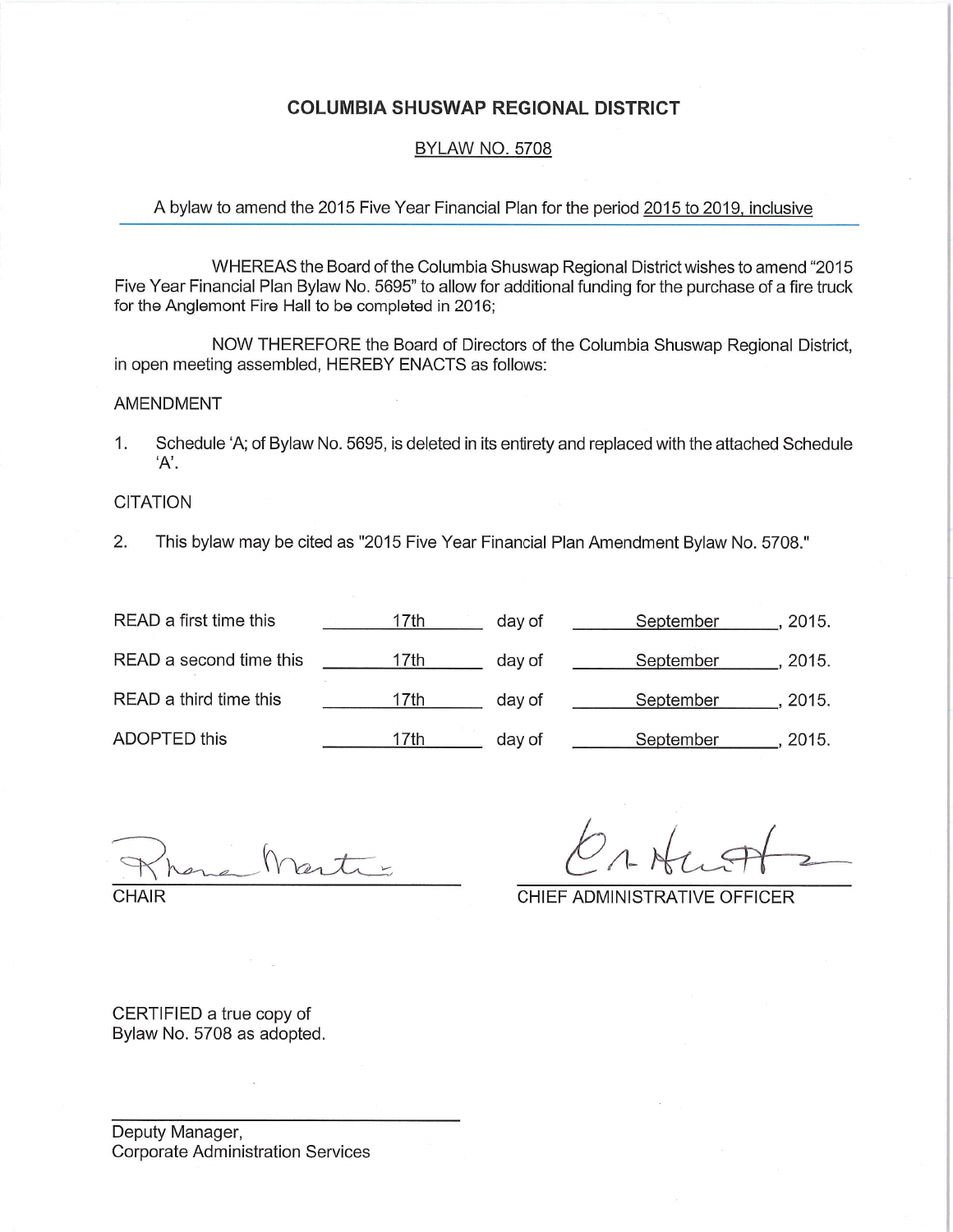# COLUMBIA SHUSWAP REGIONAL DISTRICT

## BYLAW NO. 5708

A bylaw to amend the 2015 Five Year Financial Plan for the period 2015 to 2019, inclusive

WHEREAS the Board of the Columbia Shuswap Regional District wishes to amend "2015 Five Year Financial Plan Bylaw No. 5695" to allow for additional funding for the purchase of a fire truck for the Anglemont Fire Hall to be completed in 2016;

NOW THEREFORE the Board of Directors of the Columbia Shuswap Regional District, in open meeting assembled, HEREBY ENACTS as follows:

AMENDMENT

1. Schedule 'A; of Bylaw No. 5695, is deleted in its entirety and replaced with the attached Schedule 'A'.

CITATION

2. This bylaw may be cited as "2015 Five Year Financial Plan Amendment Bylaw No. 5708."

| | | | | |
|---|---|---|---|---|
| READ a first time this | 17th | day of | September | , 2015. |
| READ a second time this | 17th | day of | September | , 2015. |
| READ a third time this | 17th | day of | September | , 2015. |
| ADOPTED this | 17th | day of | September | , 2015. |

Rhona Martin
CHAIR

C. Hutton
CHIEF ADMINISTRATIVE OFFICER

CERTIFIED a true copy of
Bylaw No. 5708 as adopted.

Deputy Manager,
Corporate Administration Services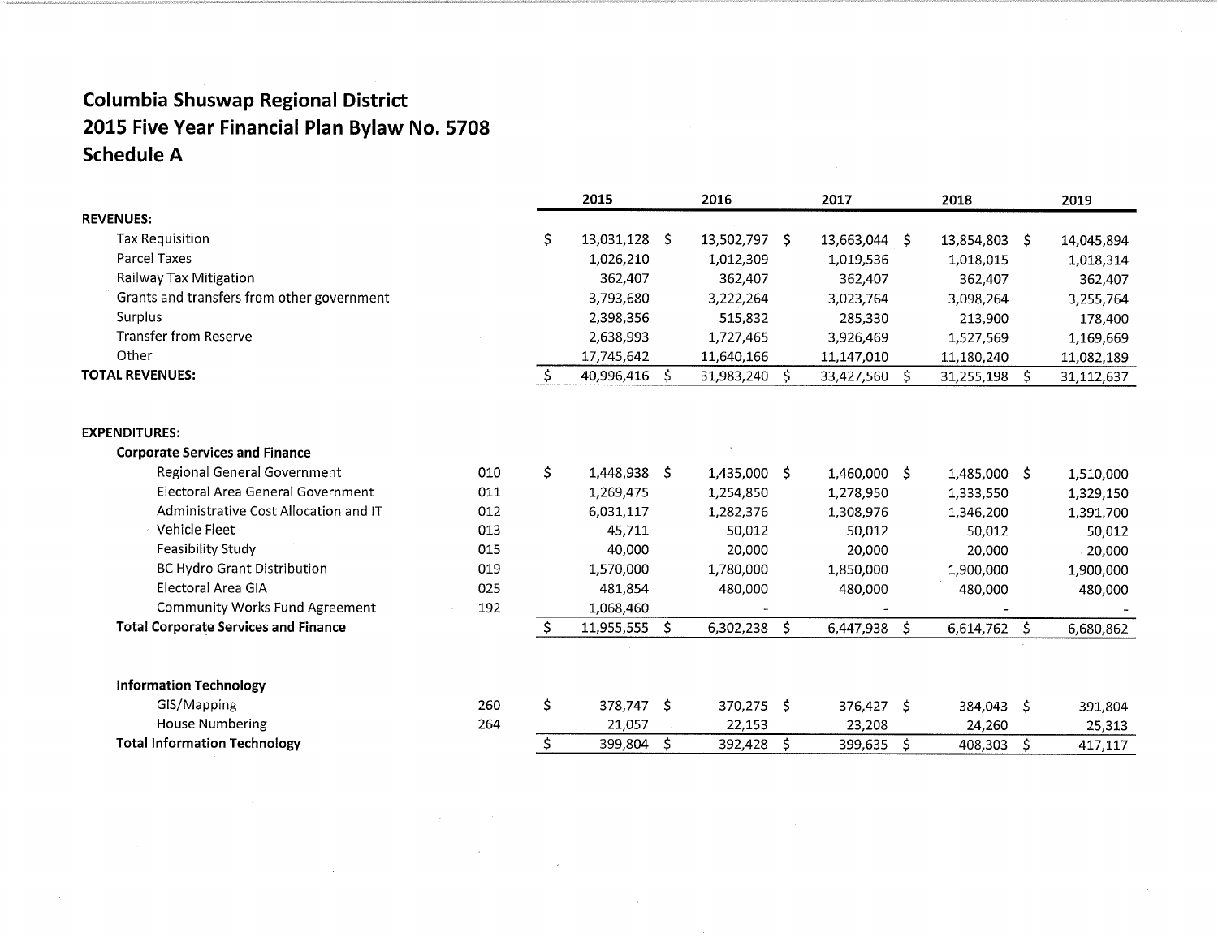# Columbia Shuswap Regional District
# 2015 Five Year Financial Plan Bylaw No. 5708
# Schedule A

| | | 2015 | 2016 | 2017 | 2018 | 2019 |
|---|---|---|---|---|---|---|
| **REVENUES:** | | | | | | |
| Tax Requisition | | $ 13,031,128 | $ 13,502,797 | $ 13,663,044 | $ 13,854,803 | $ 14,045,894 |
| Parcel Taxes | | 1,026,210 | 1,012,309 | 1,019,536 | 1,018,015 | 1,018,314 |
| Railway Tax Mitigation | | 362,407 | 362,407 | 362,407 | 362,407 | 362,407 |
| Grants and transfers from other government | | 3,793,680 | 3,222,264 | 3,023,764 | 3,098,264 | 3,255,764 |
| Surplus | | 2,398,356 | 515,832 | 285,330 | 213,900 | 178,400 |
| Transfer from Reserve | | 2,638,993 | 1,727,465 | 3,926,469 | 1,527,569 | 1,169,669 |
| Other | | 17,745,642 | 11,640,166 | 11,147,010 | 11,180,240 | 11,082,189 |
| **TOTAL REVENUES:** | | $ 40,996,416 | $ 31,983,240 | $ 33,427,560 | $ 31,255,198 | $ 31,112,637 |
| | | | | | | |
| **EXPENDITURES:** | | | | | | |
| **Corporate Services and Finance** | | | | | | |
| Regional General Government | 010 | $ 1,448,938 | $ 1,435,000 | $ 1,460,000 | $ 1,485,000 | $ 1,510,000 |
| Electoral Area General Government | 011 | 1,269,475 | 1,254,850 | 1,278,950 | 1,333,550 | 1,329,150 |
| Administrative Cost Allocation and IT | 012 | 6,031,117 | 1,282,376 | 1,308,976 | 1,346,200 | 1,391,700 |
| Vehicle Fleet | 013 | 45,711 | 50,012 | 50,012 | 50,012 | 50,012 |
| Feasibility Study | 015 | 40,000 | 20,000 | 20,000 | 20,000 | 20,000 |
| BC Hydro Grant Distribution | 019 | 1,570,000 | 1,780,000 | 1,850,000 | 1,900,000 | 1,900,000 |
| Electoral Area GIA | 025 | 481,854 | 480,000 | 480,000 | 480,000 | 480,000 |
| Community Works Fund Agreement | 192 | 1,068,460 | - | - | - | - |
| **Total Corporate Services and Finance** | | $ 11,955,555 | $ 6,302,238 | $ 6,447,938 | $ 6,614,762 | $ 6,680,862 |
| | | | | | | |
| **Information Technology** | | | | | | |
| GIS/Mapping | 260 | $ 378,747 | $ 370,275 | $ 376,427 | $ 384,043 | $ 391,804 |
| House Numbering | 264 | 21,057 | 22,153 | 23,208 | 24,260 | 25,313 |
| **Total Information Technology** | | $ 399,804 | $ 392,428 | $ 399,635 | $ 408,303 | $ 417,117 |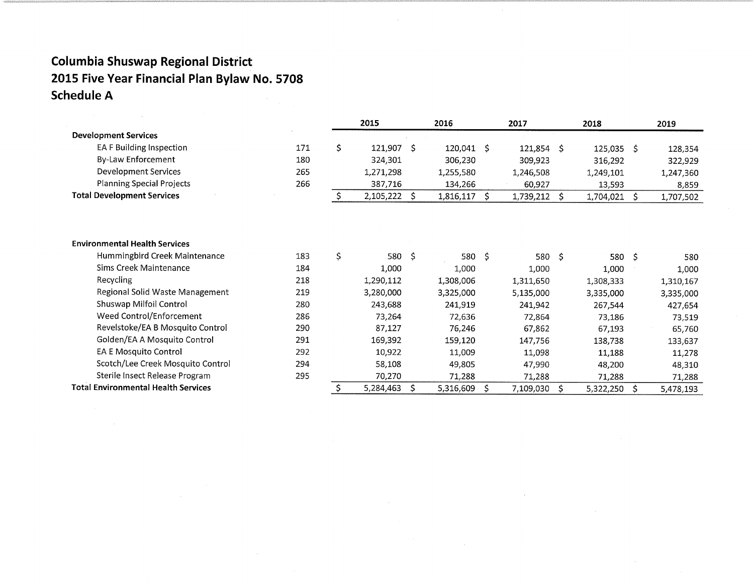# Columbia Shuswap Regional District
# 2015 Five Year Financial Plan Bylaw No. 5708
# Schedule A

| | | 2015 | 2016 | 2017 | 2018 | 2019 |
|---|---|---|---|---|---|---|
| **Development Services** | | | | | | |
| EA F Building Inspection | 171 | $ 121,907 | $ 120,041 | $ 121,854 | $ 125,035 | $ 128,354 |
| By-Law Enforcement | 180 | 324,301 | 306,230 | 309,923 | 316,292 | 322,929 |
| Development Services | 265 | 1,271,298 | 1,255,580 | 1,246,508 | 1,249,101 | 1,247,360 |
| Planning Special Projects | 266 | 387,716 | 134,266 | 60,927 | 13,593 | 8,859 |
| **Total Development Services** | | $ 2,105,222 | $ 1,816,117 | $ 1,739,212 | $ 1,704,021 | $ 1,707,502 |

| | | 2015 | 2016 | 2017 | 2018 | 2019 |
|---|---|---|---|---|---|---|
| **Environmental Health Services** | | | | | | |
| Hummingbird Creek Maintenance | 183 | $ 580 | $ 580 | $ 580 | $ 580 | $ 580 |
| Sims Creek Maintenance | 184 | 1,000 | 1,000 | 1,000 | 1,000 | 1,000 |
| Recycling | 218 | 1,290,112 | 1,308,006 | 1,311,650 | 1,308,333 | 1,310,167 |
| Regional Solid Waste Management | 219 | 3,280,000 | 3,325,000 | 5,135,000 | 3,335,000 | 3,335,000 |
| Shuswap Milfoil Control | 280 | 243,688 | 241,919 | 241,942 | 267,544 | 427,654 |
| Weed Control/Enforcement | 286 | 73,264 | 72,636 | 72,864 | 73,186 | 73,519 |
| Revelstoke/EA B Mosquito Control | 290 | 87,127 | 76,246 | 67,862 | 67,193 | 65,760 |
| Golden/EA A Mosquito Control | 291 | 169,392 | 159,120 | 147,756 | 138,738 | 133,637 |
| EA E Mosquito Control | 292 | 10,922 | 11,009 | 11,098 | 11,188 | 11,278 |
| Scotch/Lee Creek Mosquito Control | 294 | 58,108 | 49,805 | 47,990 | 48,200 | 48,310 |
| Sterile Insect Release Program | 295 | 70,270 | 71,288 | 71,288 | 71,288 | 71,288 |
| **Total Environmental Health Services** | | $ 5,284,463 | $ 5,316,609 | $ 7,109,030 | $ 5,322,250 | $ 5,478,193 |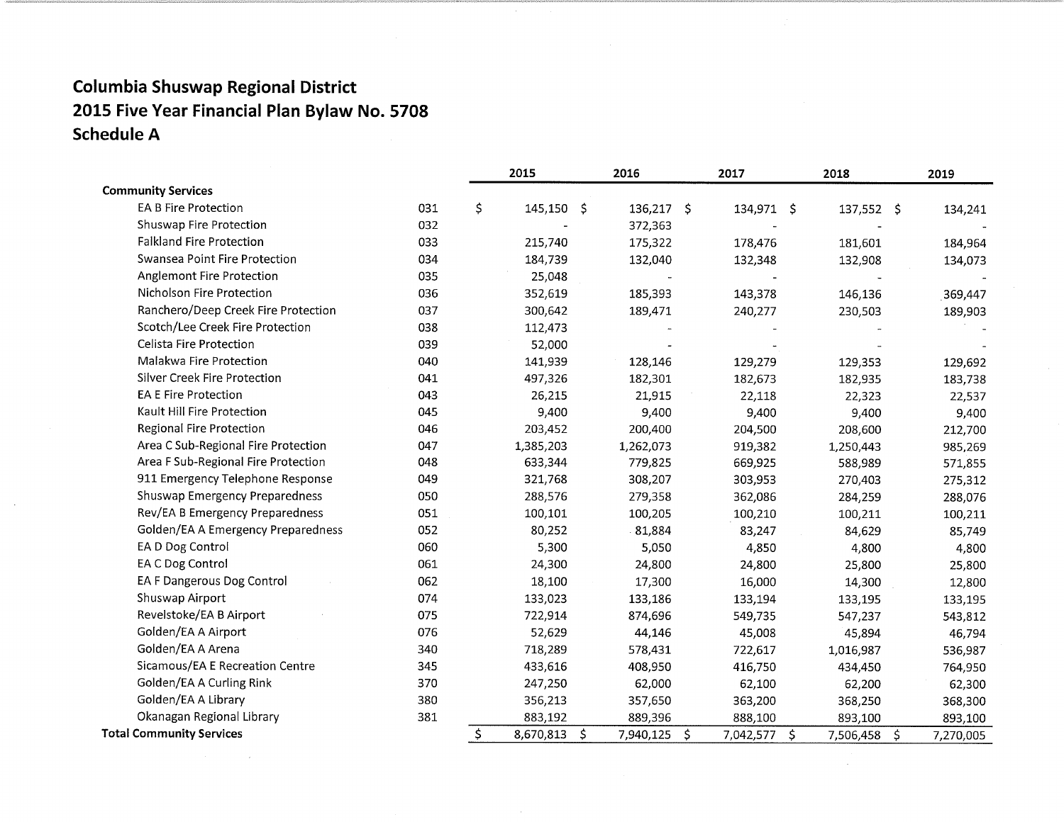# Columbia Shuswap Regional District
## 2015 Five Year Financial Plan Bylaw No. 5708
### Schedule A

| | | 2015 | 2016 | 2017 | 2018 | 2019 |
|---|---|---|---|---|---|---|
| **Community Services** | | | | | | |
| EA B Fire Protection | 031 | $ 145,150 | $ 136,217 | $ 134,971 | $ 137,552 | $ 134,241 |
| Shuswap Fire Protection | 032 | - | 372,363 | - | - | - |
| Falkland Fire Protection | 033 | 215,740 | 175,322 | 178,476 | 181,601 | 184,964 |
| Swansea Point Fire Protection | 034 | 184,739 | 132,040 | 132,348 | 132,908 | 134,073 |
| Anglemont Fire Protection | 035 | 25,048 | - | - | - | - |
| Nicholson Fire Protection | 036 | 352,619 | 185,393 | 143,378 | 146,136 | 369,447 |
| Ranchero/Deep Creek Fire Protection | 037 | 300,642 | 189,471 | 240,277 | 230,503 | 189,903 |
| Scotch/Lee Creek Fire Protection | 038 | 112,473 | - | - | - | - |
| Celista Fire Protection | 039 | 52,000 | - | - | - | - |
| Malakwa Fire Protection | 040 | 141,939 | 128,146 | 129,279 | 129,353 | 129,692 |
| Silver Creek Fire Protection | 041 | 497,326 | 182,301 | 182,673 | 182,935 | 183,738 |
| EA E Fire Protection | 043 | 26,215 | 21,915 | 22,118 | 22,323 | 22,537 |
| Kault Hill Fire Protection | 045 | 9,400 | 9,400 | 9,400 | 9,400 | 9,400 |
| Regional Fire Protection | 046 | 203,452 | 200,400 | 204,500 | 208,600 | 212,700 |
| Area C Sub-Regional Fire Protection | 047 | 1,385,203 | 1,262,073 | 919,382 | 1,250,443 | 985,269 |
| Area F Sub-Regional Fire Protection | 048 | 633,344 | 779,825 | 669,925 | 588,989 | 571,855 |
| 911 Emergency Telephone Response | 049 | 321,768 | 308,207 | 303,953 | 270,403 | 275,312 |
| Shuswap Emergency Preparedness | 050 | 288,576 | 279,358 | 362,086 | 284,259 | 288,076 |
| Rev/EA B Emergency Preparedness | 051 | 100,101 | 100,205 | 100,210 | 100,211 | 100,211 |
| Golden/EA A Emergency Preparedness | 052 | 80,252 | 81,884 | 83,247 | 84,629 | 85,749 |
| EA D Dog Control | 060 | 5,300 | 5,050 | 4,850 | 4,800 | 4,800 |
| EA C Dog Control | 061 | 24,300 | 24,800 | 24,800 | 25,800 | 25,800 |
| EA F Dangerous Dog Control | 062 | 18,100 | 17,300 | 16,000 | 14,300 | 12,800 |
| Shuswap Airport | 074 | 133,023 | 133,186 | 133,194 | 133,195 | 133,195 |
| Revelstoke/EA B Airport | 075 | 722,914 | 874,696 | 549,735 | 547,237 | 543,812 |
| Golden/EA A Airport | 076 | 52,629 | 44,146 | 45,008 | 45,894 | 46,794 |
| Golden/EA A Arena | 340 | 718,289 | 578,431 | 722,617 | 1,016,987 | 536,987 |
| Sicamous/EA E Recreation Centre | 345 | 433,616 | 408,950 | 416,750 | 434,450 | 764,950 |
| Golden/EA A Curling Rink | 370 | 247,250 | 62,000 | 62,100 | 62,200 | 62,300 |
| Golden/EA A Library | 380 | 356,213 | 357,650 | 363,200 | 368,250 | 368,300 |
| Okanagan Regional Library | 381 | 883,192 | 889,396 | 888,100 | 893,100 | 893,100 |
| **Total Community Services** | | $ 8,670,813 | $ 7,940,125 | $ 7,042,577 | $ 7,506,458 | $ 7,270,005 |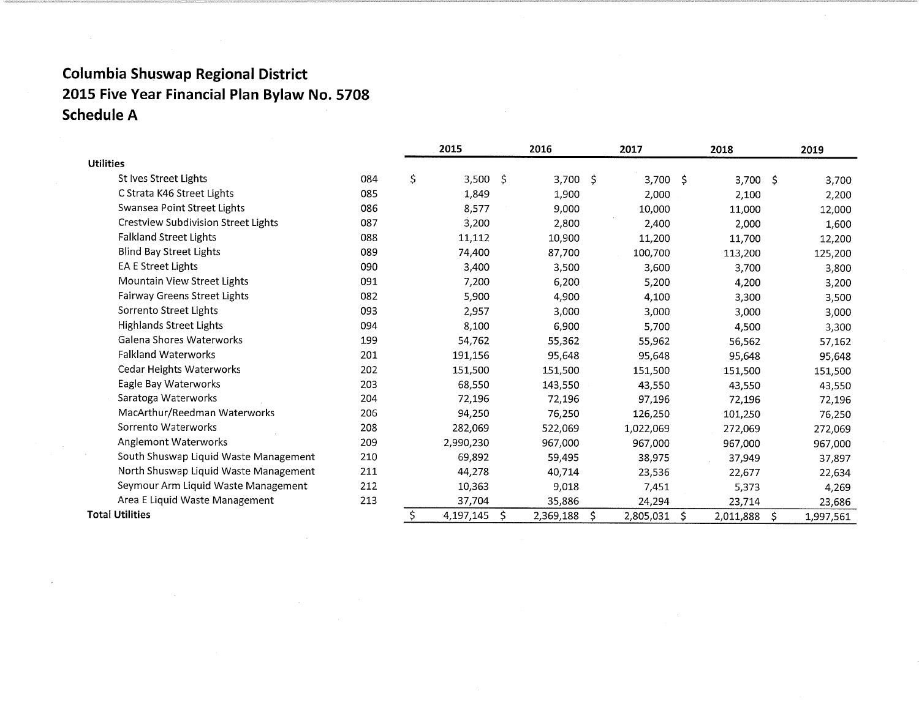## Columbia Shuswap Regional District
## 2015 Five Year Financial Plan Bylaw No. 5708
## Schedule A

| | | 2015 | 2016 | 2017 | 2018 | 2019 |
|---|---|---|---|---|---|---|
| **Utilities** | | | | | | |
| St Ives Street Lights | 084 | $ 3,500 | $ 3,700 | $ 3,700 | $ 3,700 | $ 3,700 |
| C Strata K46 Street Lights | 085 | 1,849 | 1,900 | 2,000 | 2,100 | 2,200 |
| Swansea Point Street Lights | 086 | 8,577 | 9,000 | 10,000 | 11,000 | 12,000 |
| Crestview Subdivision Street Lights | 087 | 3,200 | 2,800 | 2,400 | 2,000 | 1,600 |
| Falkland Street Lights | 088 | 11,112 | 10,900 | 11,200 | 11,700 | 12,200 |
| Blind Bay Street Lights | 089 | 74,400 | 87,700 | 100,700 | 113,200 | 125,200 |
| EA E Street Lights | 090 | 3,400 | 3,500 | 3,600 | 3,700 | 3,800 |
| Mountain View Street Lights | 091 | 7,200 | 6,200 | 5,200 | 4,200 | 3,200 |
| Fairway Greens Street Lights | 082 | 5,900 | 4,900 | 4,100 | 3,300 | 3,500 |
| Sorrento Street Lights | 093 | 2,957 | 3,000 | 3,000 | 3,000 | 3,000 |
| Highlands Street Lights | 094 | 8,100 | 6,900 | 5,700 | 4,500 | 3,300 |
| Galena Shores Waterworks | 199 | 54,762 | 55,362 | 55,962 | 56,562 | 57,162 |
| Falkland Waterworks | 201 | 191,156 | 95,648 | 95,648 | 95,648 | 95,648 |
| Cedar Heights Waterworks | 202 | 151,500 | 151,500 | 151,500 | 151,500 | 151,500 |
| Eagle Bay Waterworks | 203 | 68,550 | 143,550 | 43,550 | 43,550 | 43,550 |
| Saratoga Waterworks | 204 | 72,196 | 72,196 | 97,196 | 72,196 | 72,196 |
| MacArthur/Reedman Waterworks | 206 | 94,250 | 76,250 | 126,250 | 101,250 | 76,250 |
| Sorrento Waterworks | 208 | 282,069 | 522,069 | 1,022,069 | 272,069 | 272,069 |
| Anglemont Waterworks | 209 | 2,990,230 | 967,000 | 967,000 | 967,000 | 967,000 |
| South Shuswap Liquid Waste Management | 210 | 69,892 | 59,495 | 38,975 | 37,949 | 37,897 |
| North Shuswap Liquid Waste Management | 211 | 44,278 | 40,714 | 23,536 | 22,677 | 22,634 |
| Seymour Arm Liquid Waste Management | 212 | 10,363 | 9,018 | 7,451 | 5,373 | 4,269 |
| Area E Liquid Waste Management | 213 | 37,704 | 35,886 | 24,294 | 23,714 | 23,686 |
| **Total Utilities** | | $ 4,197,145 | $ 2,369,188 | $ 2,805,031 | $ 2,011,888 | $ 1,997,561 |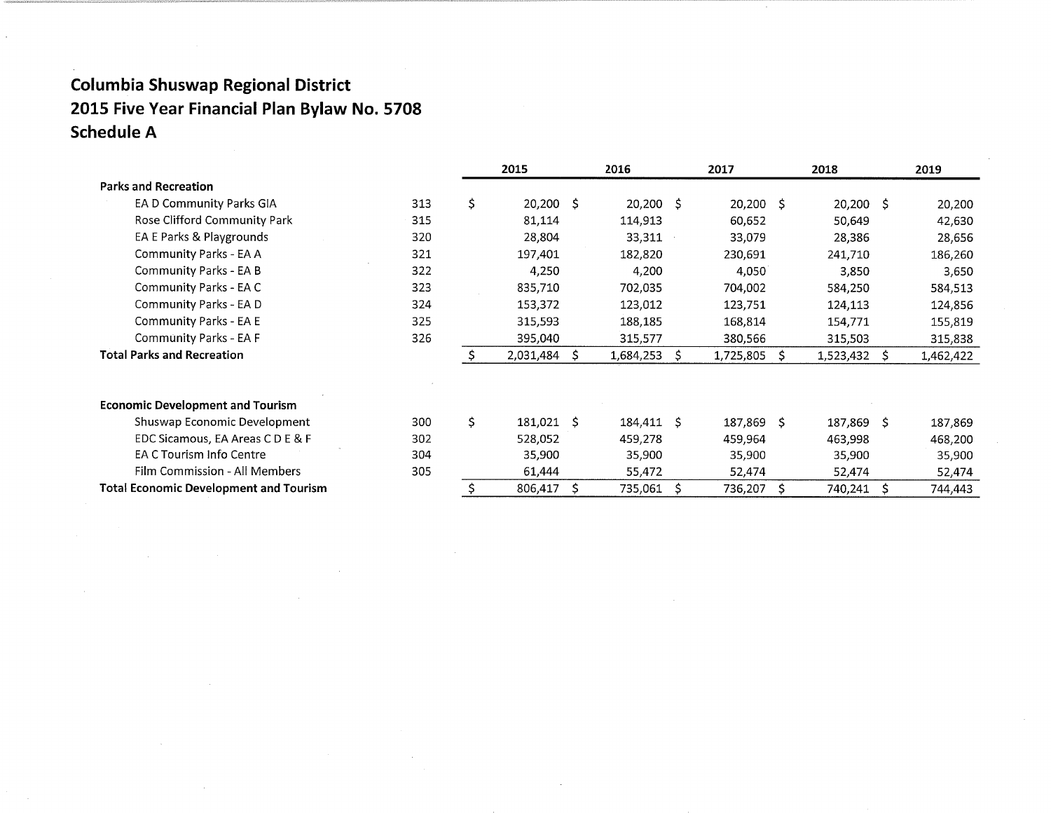# Columbia Shuswap Regional District
# 2015 Five Year Financial Plan Bylaw No. 5708
# Schedule A

| | | 2015 | 2016 | 2017 | 2018 | 2019 |
|---|---|---|---|---|---|---|
| **Parks and Recreation** | | | | | | |
| EA D Community Parks GIA | 313 | $ 20,200 | $ 20,200 | $ 20,200 | $ 20,200 | $ 20,200 |
| Rose Clifford Community Park | 315 | 81,114 | 114,913 | 60,652 | 50,649 | 42,630 |
| EA E Parks & Playgrounds | 320 | 28,804 | 33,311 | 33,079 | 28,386 | 28,656 |
| Community Parks - EA A | 321 | 197,401 | 182,820 | 230,691 | 241,710 | 186,260 |
| Community Parks - EA B | 322 | 4,250 | 4,200 | 4,050 | 3,850 | 3,650 |
| Community Parks - EA C | 323 | 835,710 | 702,035 | 704,002 | 584,250 | 584,513 |
| Community Parks - EA D | 324 | 153,372 | 123,012 | 123,751 | 124,113 | 124,856 |
| Community Parks - EA E | 325 | 315,593 | 188,185 | 168,814 | 154,771 | 155,819 |
| Community Parks - EA F | 326 | 395,040 | 315,577 | 380,566 | 315,503 | 315,838 |
| **Total Parks and Recreation** | | $ 2,031,484 | $ 1,684,253 | $ 1,725,805 | $ 1,523,432 | $ 1,462,422 |
| | | | | | | |
| **Economic Development and Tourism** | | | | | | |
| Shuswap Economic Development | 300 | $ 181,021 | $ 184,411 | $ 187,869 | $ 187,869 | $ 187,869 |
| EDC Sicamous, EA Areas C D E & F | 302 | 528,052 | 459,278 | 459,964 | 463,998 | 468,200 |
| EA C Tourism Info Centre | 304 | 35,900 | 35,900 | 35,900 | 35,900 | 35,900 |
| Film Commission - All Members | 305 | 61,444 | 55,472 | 52,474 | 52,474 | 52,474 |
| **Total Economic Development and Tourism** | | $ 806,417 | $ 735,061 | $ 736,207 | $ 740,241 | $ 744,443 |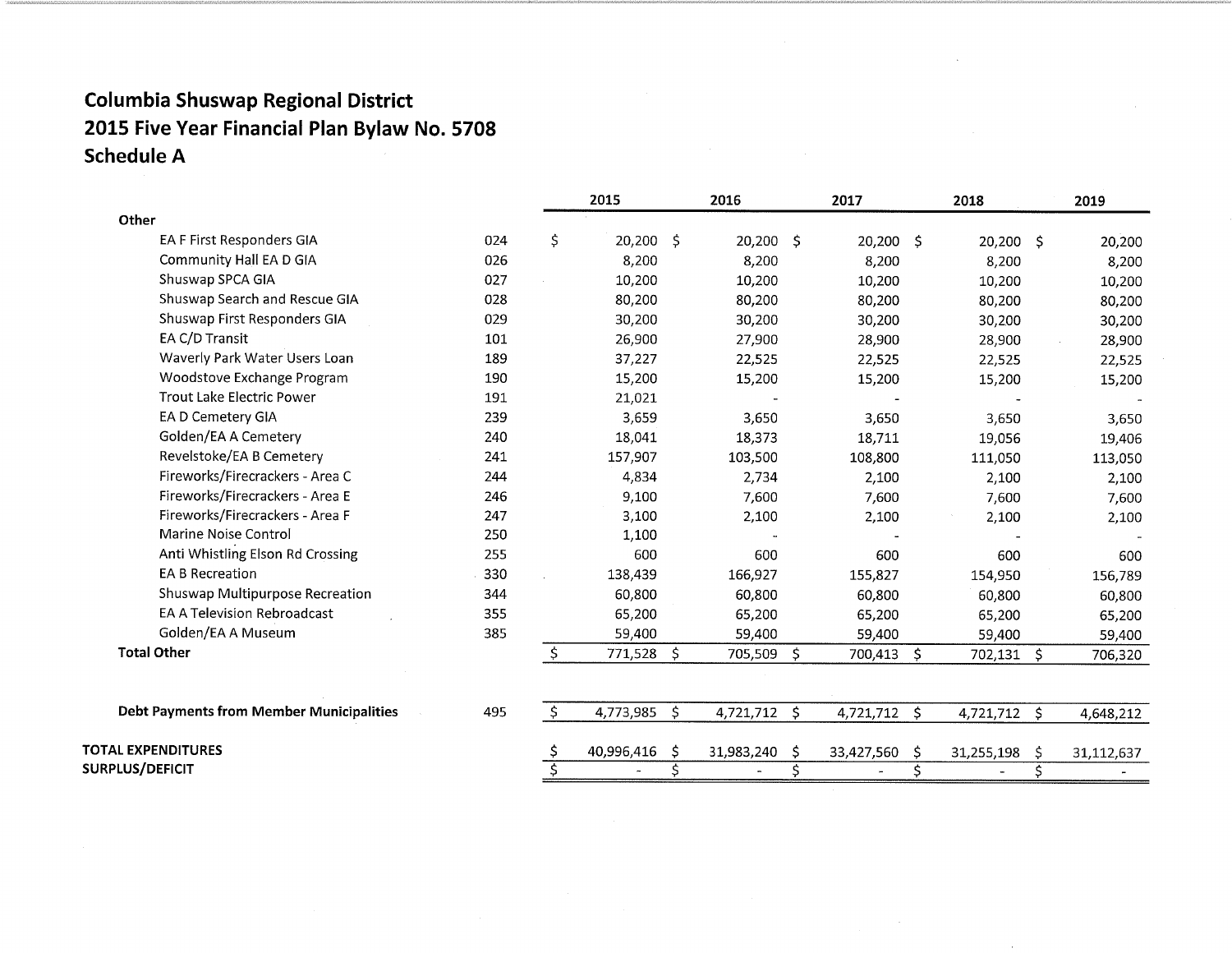# Columbia Shuswap Regional District
# 2015 Five Year Financial Plan Bylaw No. 5708
# Schedule A

| | | 2015 | 2016 | 2017 | 2018 | 2019 |
|---|---|---|---|---|---|---|
| **Other** | | | | | | |
| EA F First Responders GIA | 024 | $ 20,200 | $ 20,200 | $ 20,200 | $ 20,200 | $ 20,200 |
| Community Hall EA D GIA | 026 | 8,200 | 8,200 | 8,200 | 8,200 | 8,200 |
| Shuswap SPCA GIA | 027 | 10,200 | 10,200 | 10,200 | 10,200 | 10,200 |
| Shuswap Search and Rescue GIA | 028 | 80,200 | 80,200 | 80,200 | 80,200 | 80,200 |
| Shuswap First Responders GIA | 029 | 30,200 | 30,200 | 30,200 | 30,200 | 30,200 |
| EA C/D Transit | 101 | 26,900 | 27,900 | 28,900 | 28,900 | 28,900 |
| Waverly Park Water Users Loan | 189 | 37,227 | 22,525 | 22,525 | 22,525 | 22,525 |
| Woodstove Exchange Program | 190 | 15,200 | 15,200 | 15,200 | 15,200 | 15,200 |
| Trout Lake Electric Power | 191 | 21,021 | - | - | - | - |
| EA D Cemetery GIA | 239 | 3,659 | 3,650 | 3,650 | 3,650 | 3,650 |
| Golden/EA A Cemetery | 240 | 18,041 | 18,373 | 18,711 | 19,056 | 19,406 |
| Revelstoke/EA B Cemetery | 241 | 157,907 | 103,500 | 108,800 | 111,050 | 113,050 |
| Fireworks/Firecrackers - Area C | 244 | 4,834 | 2,734 | 2,100 | 2,100 | 2,100 |
| Fireworks/Firecrackers - Area E | 246 | 9,100 | 7,600 | 7,600 | 7,600 | 7,600 |
| Fireworks/Firecrackers - Area F | 247 | 3,100 | 2,100 | 2,100 | 2,100 | 2,100 |
| Marine Noise Control | 250 | 1,100 | - | - | - | - |
| Anti Whistling Elson Rd Crossing | 255 | 600 | 600 | 600 | 600 | 600 |
| EA B Recreation | 330 | 138,439 | 166,927 | 155,827 | 154,950 | 156,789 |
| Shuswap Multipurpose Recreation | 344 | 60,800 | 60,800 | 60,800 | 60,800 | 60,800 |
| EA A Television Rebroadcast | 355 | 65,200 | 65,200 | 65,200 | 65,200 | 65,200 |
| Golden/EA A Museum | 385 | 59,400 | 59,400 | 59,400 | 59,400 | 59,400 |
| **Total Other** | | $ 771,528 | $ 705,509 | $ 700,413 | $ 702,131 | $ 706,320 |
| | | | | | | |
| **Debt Payments from Member Municipalities** | 495 | $ 4,773,985 | $ 4,721,712 | $ 4,721,712 | $ 4,721,712 | $ 4,648,212 |
| | | | | | | |
| **TOTAL EXPENDITURES** | | $ 40,996,416 | $ 31,983,240 | $ 33,427,560 | $ 31,255,198 | $ 31,112,637 |
| **SURPLUS/DEFICIT** | | $ - | $ - | $ - | $ - | $ - |